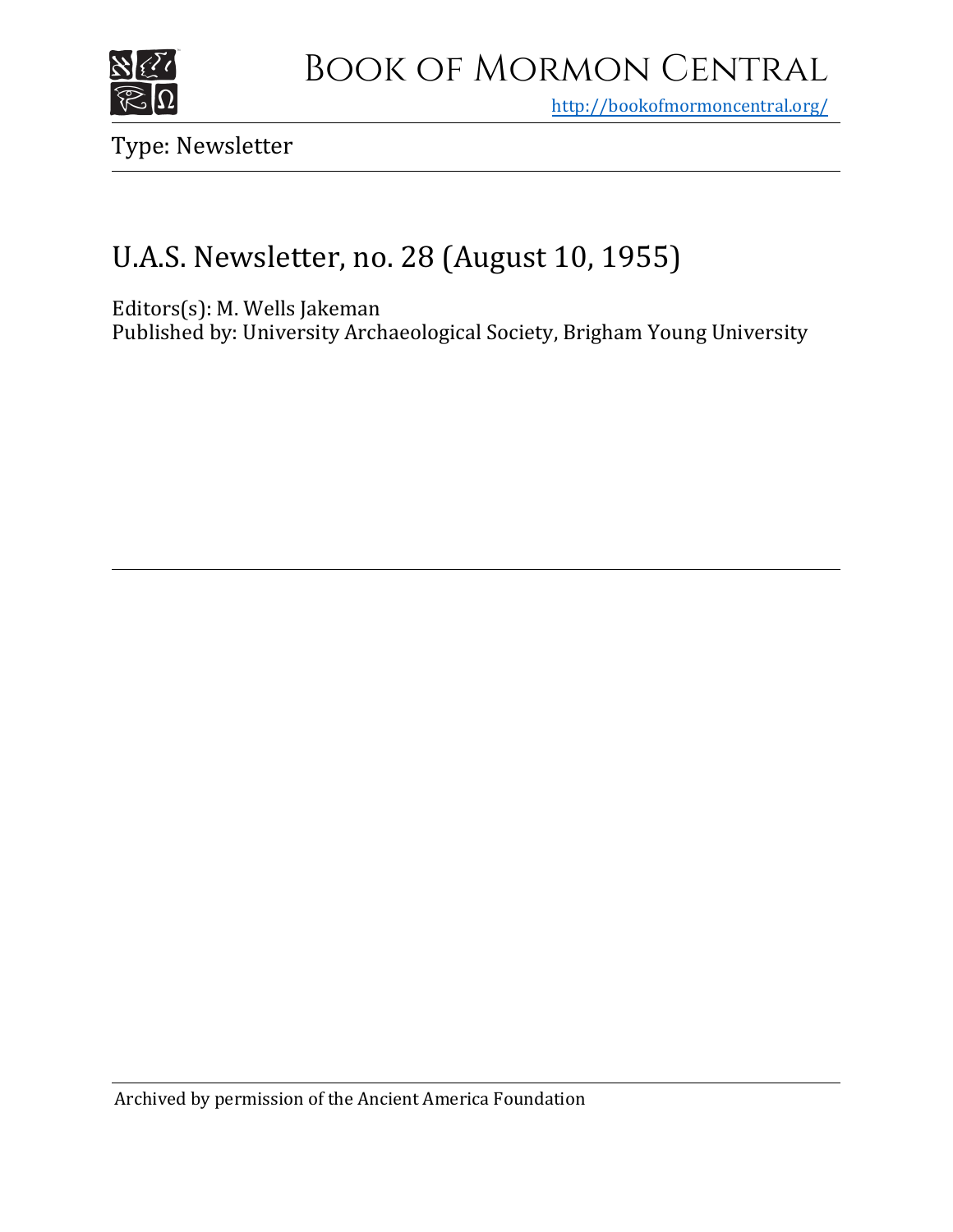# Book of Mormon Central

http://bookofmormoncentral.org/

Type: Newsletter

## U.A.S. Newsletter, no. 28 (August 10, 1955)

Editors(s): M. Wells Jakeman

Published by: University Archaeological Society, Brigham Young University

Archived by permission of the Ancient America Foundation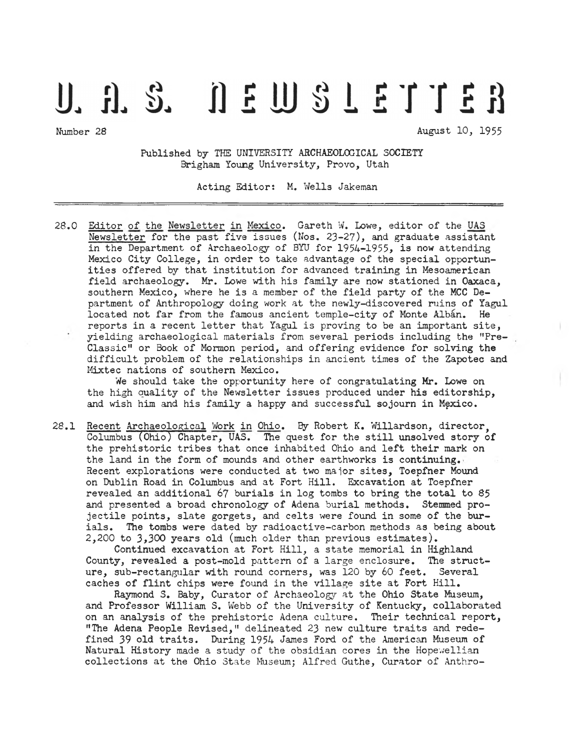# U. A. S. NEWSLETTER

Number 28 August 10, 1955

Published by THE UNIVERSITY ARCHAEOLOGICAL SOCIETY
Brigham Young University, Provo, Utah

Acting Editor: M. Wells Jakeman

---

28.0 Editor of the Newsletter in Mexico. Gareth W. Lowe, editor of the *UAS Newsletter* for the past five issues (Nos. 23-27), and graduate assistant in the Department of Archaeology of BYU for 1954-1955, is now attending Mexico City College, in order to take advantage of the special opportunities offered by that institution for advanced training in Mesoamerican field archaeology. Mr. Lowe with his family are now stationed in Oaxaca, southern Mexico, where he is a member of the field party of the MCC Department of Anthropology doing work at the newly-discovered ruins of Yagul located not far from the famous ancient temple-city of Monte Albán. He reports in a recent letter that Yagul is proving to be an important site, yielding archaeological materials from several periods including the "Pre-Classic" or Book of Mormon period, and offering evidence for solving the difficult problem of the relationships in ancient times of the Zapotec and Mixtec nations of southern Mexico.

We should take the opportunity here of congratulating Mr. Lowe on the high quality of the Newsletter issues produced under his editorship, and wish him and his family a happy and successful sojourn in Mexico.

28.1 Recent Archaeological Work in Ohio. By Robert K. Willardson, director, Columbus (Ohio) Chapter, UAS. The quest for the still unsolved story of the prehistoric tribes that once inhabited Ohio and left their mark on the land in the form of mounds and other earthworks is continuing. Recent explorations were conducted at two major sites, Toepfner Mound on Dublin Road in Columbus and at Fort Hill. Excavation at Toepfner revealed an additional 67 burials in log tombs to bring the total to 85 and presented a broad chronology of Adena burial methods. Stemmed projectile points, slate gorgets, and celts were found in some of the burials. The tombs were dated by radioactive-carbon methods as being about 2,200 to 3,300 years old (much older than previous estimates).

Continued excavation at Fort Hill, a state memorial in Highland County, revealed a post-mold pattern of a large enclosure. The structure, sub-rectangular with round corners, was 120 by 60 feet. Several caches of flint chips were found in the village site at Fort Hill.

Raymond S. Baby, Curator of Archaeology at the Ohio State Museum, and Professor William S. Webb of the University of Kentucky, collaborated on an analysis of the prehistoric Adena culture. Their technical report, "The Adena People Revised," delineated 23 new culture traits and redefined 39 old traits. During 1954 James Ford of the American Museum of Natural History made a study of the obsidian cores in the Hopewellian collections at the Ohio State Museum; Alfred Guthe, Curator of Anthro-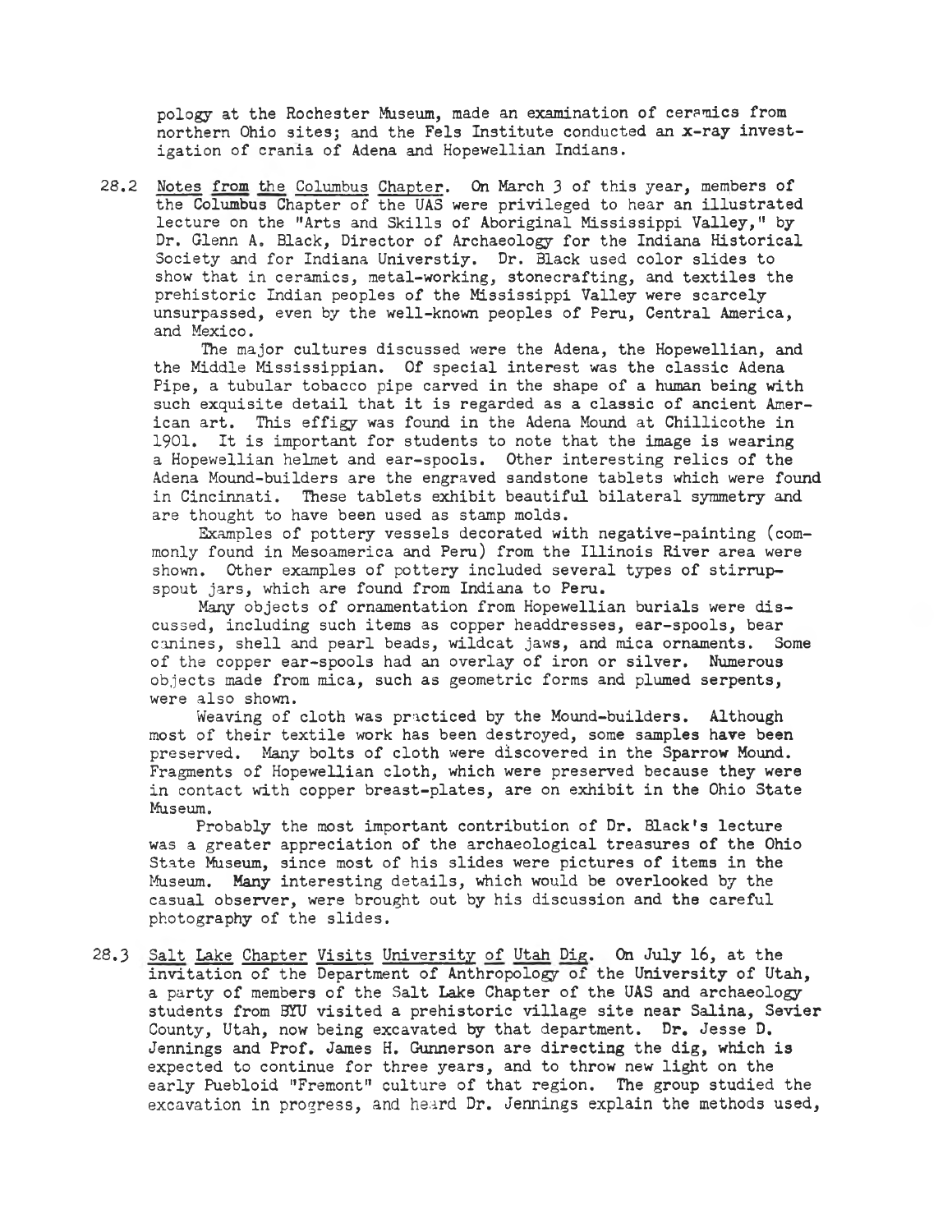pology at the Rochester Museum, made an examination of ceramics from northern Ohio sites; and the Fels Institute conducted an x-ray investigation of crania of Adena and Hopewellian Indians.

28.2 Notes from the Columbus Chapter. On March 3 of this year, members of the Columbus Chapter of the UAS were privileged to hear an illustrated lecture on the "Arts and Skills of Aboriginal Mississippi Valley," by Dr. Glenn A. Black, Director of Archaeology for the Indiana Historical Society and for Indiana Universtiy. Dr. Black used color slides to show that in ceramics, metal-working, stonecrafting, and textiles the prehistoric Indian peoples of the Mississippi Valley were scarcely unsurpassed, even by the well-known peoples of Peru, Central America, and Mexico.

The major cultures discussed were the Adena, the Hopewellian, and the Middle Mississippian. Of special interest was the classic Adena Pipe, a tubular tobacco pipe carved in the shape of a human being with such exquisite detail that it is regarded as a classic of ancient American art. This effigy was found in the Adena Mound at Chillicothe in 1901. It is important for students to note that the image is wearing a Hopewellian helmet and ear-spools. Other interesting relics of the Adena Mound-builders are the engraved sandstone tablets which were found in Cincinnati. These tablets exhibit beautiful bilateral symmetry and are thought to have been used as stamp molds.

Examples of pottery vessels decorated with negative-painting (commonly found in Mesoamerica and Peru) from the Illinois River area were shown. Other examples of pottery included several types of stirrup-spout jars, which are found from Indiana to Peru.

Many objects of ornamentation from Hopewellian burials were discussed, including such items as copper headdresses, ear-spools, bear canines, shell and pearl beads, wildcat jaws, and mica ornaments. Some of the copper ear-spools had an overlay of iron or silver. Numerous objects made from mica, such as geometric forms and plumed serpents, were also shown.

Weaving of cloth was practiced by the Mound-builders. Although most of their textile work has been destroyed, some samples have been preserved. Many bolts of cloth were discovered in the Sparrow Mound. Fragments of Hopewellian cloth, which were preserved because they were in contact with copper breast-plates, are on exhibit in the Ohio State Museum.

Probably the most important contribution of Dr. Black's lecture was a greater appreciation of the archaeological treasures of the Ohio State Museum, since most of his slides were pictures of items in the Museum. Many interesting details, which would be overlooked by the casual observer, were brought out by his discussion and the careful photography of the slides.

28.3 Salt Lake Chapter Visits University of Utah Dig. On July 16, at the invitation of the Department of Anthropology of the University of Utah, a party of members of the Salt Lake Chapter of the UAS and archaeology students from BYU visited a prehistoric village site near Salina, Sevier County, Utah, now being excavated by that department. Dr. Jesse D. Jennings and Prof. James H. Gunnerson are directing the dig, which is expected to continue for three years, and to throw new light on the early Puebloid "Fremont" culture of that region. The group studied the excavation in progress, and heard Dr. Jennings explain the methods used,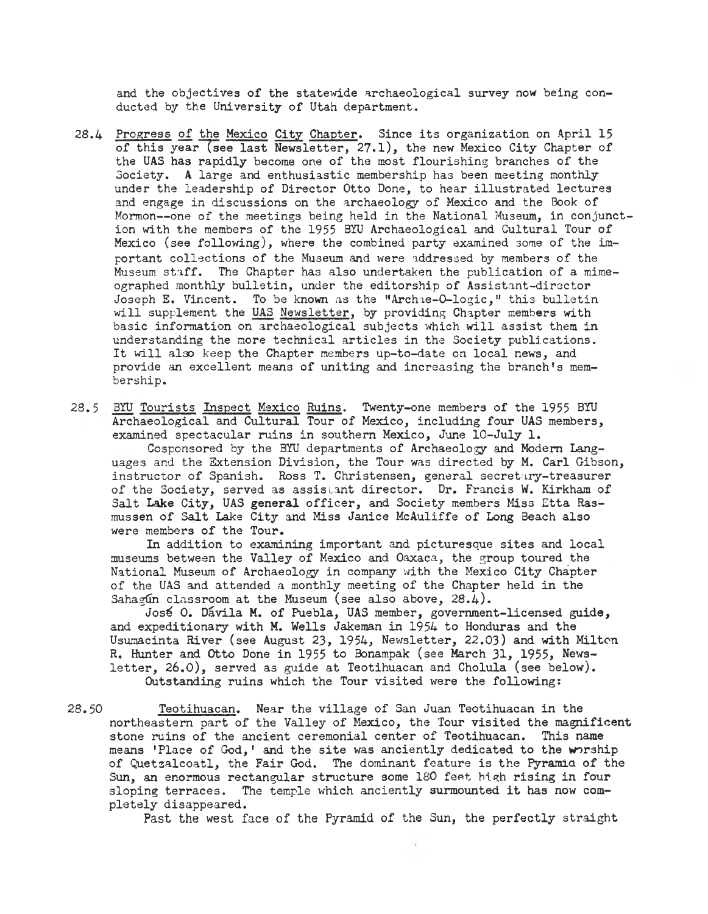and the objectives of the statewide archaeological survey now being conducted by the University of Utah department.

28.4 <u>Progress of the Mexico City Chapter</u>. Since its organization on April 15 of this year (see last Newsletter, 27.1), the new Mexico City Chapter of the UAS has rapidly become one of the most flourishing branches of the Society. A large and enthusiastic membership has been meeting monthly under the leadership of Director Otto Done, to hear illustrated lectures and engage in discussions on the archaeology of Mexico and the Book of Mormon--one of the meetings being held in the National Museum, in conjunction with the members of the 1955 BYU Archaeological and Cultural Tour of Mexico (see following), where the combined party examined some of the important collections of the Museum and were addressed by members of the Museum staff. The Chapter has also undertaken the publication of a mimeographed monthly bulletin, under the editorship of Assistant-director Joseph E. Vincent. To be known as the "Archie-O-logic," this bulletin will supplement the <u>UAS Newsletter</u>, by providing Chapter members with basic information on archaeological subjects which will assist them in understanding the more technical articles in the Society publications. It will also keep the Chapter members up-to-date on local news, and provide an excellent means of uniting and increasing the branch's membership.

28.5 <u>BYU Tourists Inspect Mexico Ruins</u>. Twenty-one members of the 1955 BYU Archaeological and Cultural Tour of Mexico, including four UAS members, examined spectacular ruins in southern Mexico, June 10-July 1.

Cosponsored by the BYU departments of Archaeology and Modern Languages and the Extension Division, the Tour was directed by M. Carl Gibson, instructor of Spanish. Ross T. Christensen, general secretary-treasurer of the Society, served as assistant director. Dr. Francis W. Kirkham of Salt Lake City, UAS general officer, and Society members Miss Etta Rasmussen of Salt Lake City and Miss Janice McAuliffe of Long Beach also were members of the Tour.

In addition to examining important and picturesque sites and local museums between the Valley of Mexico and Oaxaca, the group toured the National Museum of Archaeology in company with the Mexico City Chapter of the UAS and attended a monthly meeting of the Chapter held in the Sahagún classroom at the Museum (see also above, 28.4).

José O. Dávila M. of Puebla, UAS member, government-licensed guide, and expeditionary with M. Wells Jakeman in 1954 to Honduras and the Usumacinta River (see August 23, 1954, Newsletter, 22.03) and with Milton R. Hunter and Otto Done in 1955 to Bonampak (see March 31, 1955, Newsletter, 26.0), served as guide at Teotihuacan and Cholula (see below).

Outstanding ruins which the Tour visited were the following:

28.50 <u>Teotihuacan</u>. Near the village of San Juan Teotihuacan in the northeastern part of the Valley of Mexico, the Tour visited the magnificent stone ruins of the ancient ceremonial center of Teotihuacan. This name means 'Place of God,' and the site was anciently dedicated to the worship of Quetzalcoatl, the Fair God. The dominant feature is the Pyramid of the Sun, an enormous rectangular structure some 180 feet high rising in four sloping terraces. The temple which anciently surmounted it has now completely disappeared.

Past the west face of the Pyramid of the Sun, the perfectly straight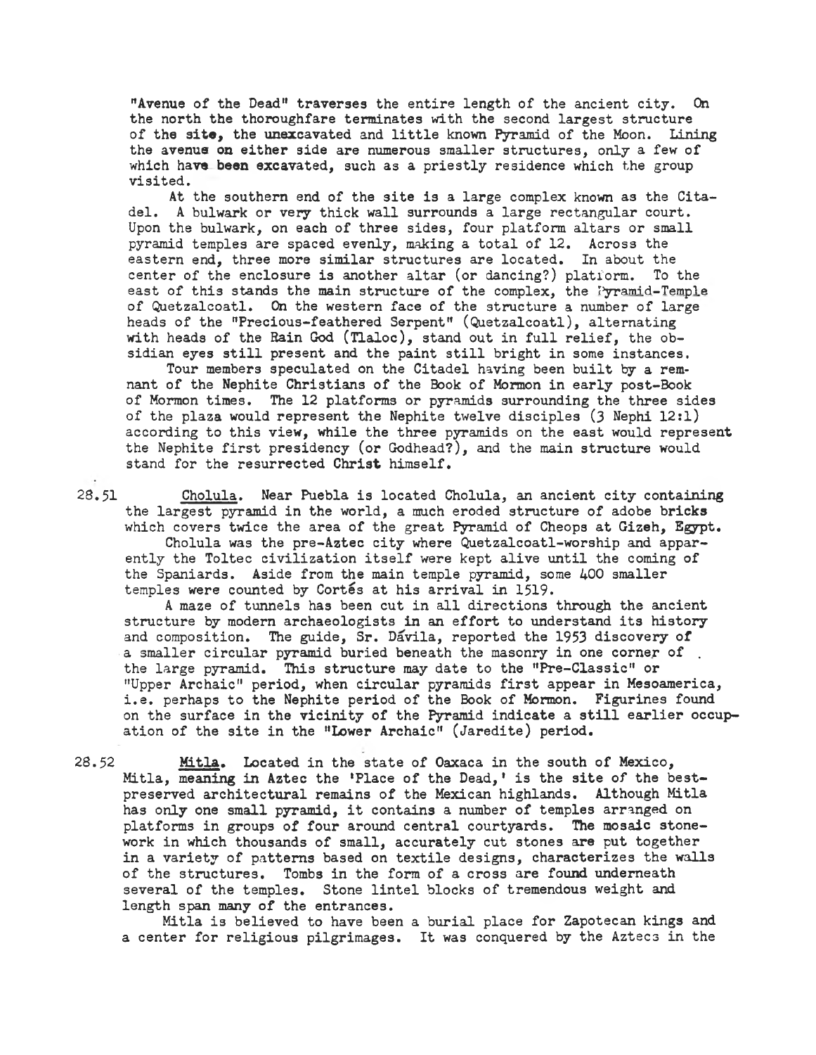"Avenue of the Dead" traverses the entire length of the ancient city. On the north the thoroughfare terminates with the second largest structure of the site, the unexcavated and little known Pyramid of the Moon. Lining the avenue on either side are numerous smaller structures, only a few of which have been excavated, such as a priestly residence which the group visited.

At the southern end of the site is a large complex known as the Citadel. A bulwark or very thick wall surrounds a large rectangular court. Upon the bulwark, on each of three sides, four platform altars or small pyramid temples are spaced evenly, making a total of 12. Across the eastern end, three more similar structures are located. In about the center of the enclosure is another altar (or dancing?) platform. To the east of this stands the main structure of the complex, the Pyramid-Temple of Quetzalcoatl. On the western face of the structure a number of large heads of the "Precious-feathered Serpent" (Quetzalcoatl), alternating with heads of the Rain God (Tlaloc), stand out in full relief, the obsidian eyes still present and the paint still bright in some instances.

Tour members speculated on the Citadel having been built by a remnant of the Nephite Christians of the Book of Mormon in early post-Book of Mormon times. The 12 platforms or pyramids surrounding the three sides of the plaza would represent the Nephite twelve disciples (3 Nephi 12:1) according to this view, while the three pyramids on the east would represent the Nephite first presidency (or Godhead?), and the main structure would stand for the resurrected Christ himself.

28.51 <u>Cholula</u>. Near Puebla is located Cholula, an ancient city containing the largest pyramid in the world, a much eroded structure of adobe bricks which covers twice the area of the great Pyramid of Cheops at Gizeh, Egypt.

Cholula was the pre-Aztec city where Quetzalcoatl-worship and apparently the Toltec civilization itself were kept alive until the coming of the Spaniards. Aside from the main temple pyramid, some 400 smaller temples were counted by Cortés at his arrival in 1519.

A maze of tunnels has been cut in all directions through the ancient structure by modern archaeologists in an effort to understand its history and composition. The guide, Sr. Dávila, reported the 1953 discovery of a smaller circular pyramid buried beneath the masonry in one corner of the large pyramid. This structure may date to the "Pre-Classic" or "Upper Archaic" period, when circular pyramids first appear in Mesoamerica, i.e. perhaps to the Nephite period of the Book of Mormon. Figurines found on the surface in the vicinity of the Pyramid indicate a still earlier occupation of the site in the "Lower Archaic" (Jaredite) period.

28.52 <u>Mitla</u>. Located in the state of Oaxaca in the south of Mexico, Mitla, meaning in Aztec the 'Place of the Dead,' is the site of the best-preserved architectural remains of the Mexican highlands. Although Mitla has only one small pyramid, it contains a number of temples arranged on platforms in groups of four around central courtyards. The mosaic stonework in which thousands of small, accurately cut stones are put together in a variety of patterns based on textile designs, characterizes the walls of the structures. Tombs in the form of a cross are found underneath several of the temples. Stone lintel blocks of tremendous weight and length span many of the entrances.

Mitla is believed to have been a burial place for Zapotecan kings and a center for religious pilgrimages. It was conquered by the Aztecs in the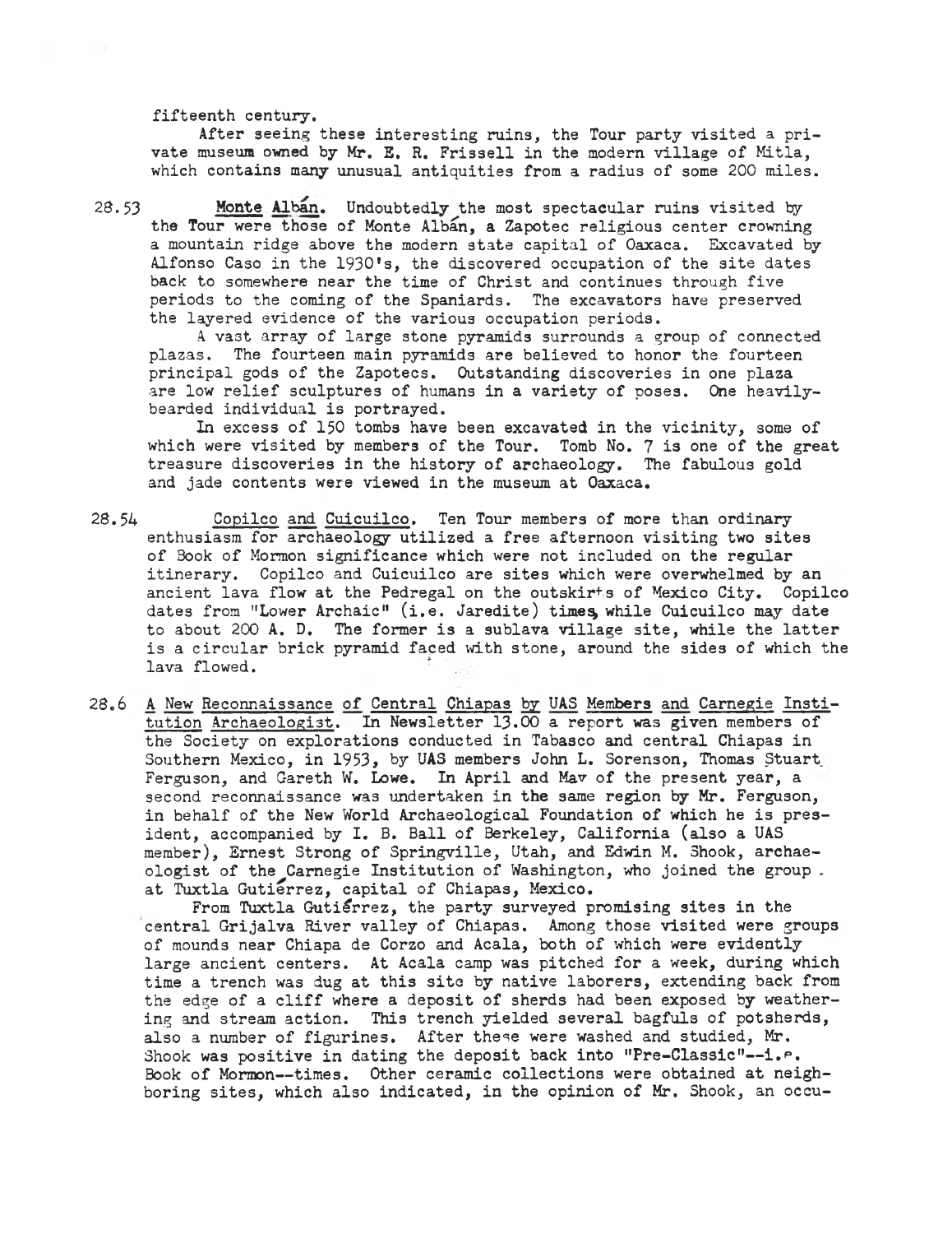fifteenth century.

After seeing these interesting ruins, the Tour party visited a private museum owned by Mr. E. R. Frissell in the modern village of Mitla, which contains many unusual antiquities from a radius of some 200 miles.

28.53 **Monte Albán.** Undoubtedly the most spectacular ruins visited by the Tour were those of Monte Albán, a Zapotec religious center crowning a mountain ridge above the modern state capital of Oaxaca. Excavated by Alfonso Caso in the 1930's, the discovered occupation of the site dates back to somewhere near the time of Christ and continues through five periods to the coming of the Spaniards. The excavators have preserved the layered evidence of the various occupation periods.

A vast array of large stone pyramids surrounds a group of connected plazas. The fourteen main pyramids are believed to honor the fourteen principal gods of the Zapotecs. Outstanding discoveries in one plaza are low relief sculptures of humans in a variety of poses. One heavily-bearded individual is portrayed.

In excess of 150 tombs have been excavated in the vicinity, some of which were visited by members of the Tour. Tomb No. 7 is one of the great treasure discoveries in the history of archaeology. The fabulous gold and jade contents were viewed in the museum at Oaxaca.

28.54 Copilco and Cuicuilco. Ten Tour members of more than ordinary enthusiasm for archaeology utilized a free afternoon visiting two sites of Book of Mormon significance which were not included on the regular itinerary. Copilco and Cuicuilco are sites which were overwhelmed by an ancient lava flow at the Pedregal on the outskirts of Mexico City. Copilco dates from "Lower Archaic" (i.e. Jaredite) times, while Cuicuilco may date to about 200 A. D. The former is a sublava village site, while the latter is a circular brick pyramid faced with stone, around the sides of which the lava flowed.

28.6 A New Reconnaissance of Central Chiapas by UAS Members and Carnegie Institution Archaeologist. In Newsletter 13.00 a report was given members of the Society on explorations conducted in Tabasco and central Chiapas in Southern Mexico, in 1953, by UAS members John L. Sorenson, Thomas Stuart Ferguson, and Gareth W. Lowe. In April and May of the present year, a second reconnaissance was undertaken in the same region by Mr. Ferguson, in behalf of the New World Archaeological Foundation of which he is president, accompanied by I. B. Ball of Berkeley, California (also a UAS member), Ernest Strong of Springville, Utah, and Edwin M. Shook, archaeologist of the Carnegie Institution of Washington, who joined the group at Tuxtla Gutiérrez, capital of Chiapas, Mexico.

From Tuxtla Gutiérrez, the party surveyed promising sites in the central Grijalva River valley of Chiapas. Among those visited were groups of mounds near Chiapa de Corzo and Acala, both of which were evidently large ancient centers. At Acala camp was pitched for a week, during which time a trench was dug at this site by native laborers, extending back from the edge of a cliff where a deposit of sherds had been exposed by weathering and stream action. This trench yielded several bagfuls of potsherds, also a number of figurines. After these were washed and studied, Mr. Shook was positive in dating the deposit back into "Pre-Classic"--i.e. Book of Mormon--times. Other ceramic collections were obtained at neighboring sites, which also indicated, in the opinion of Mr. Shook, an occu-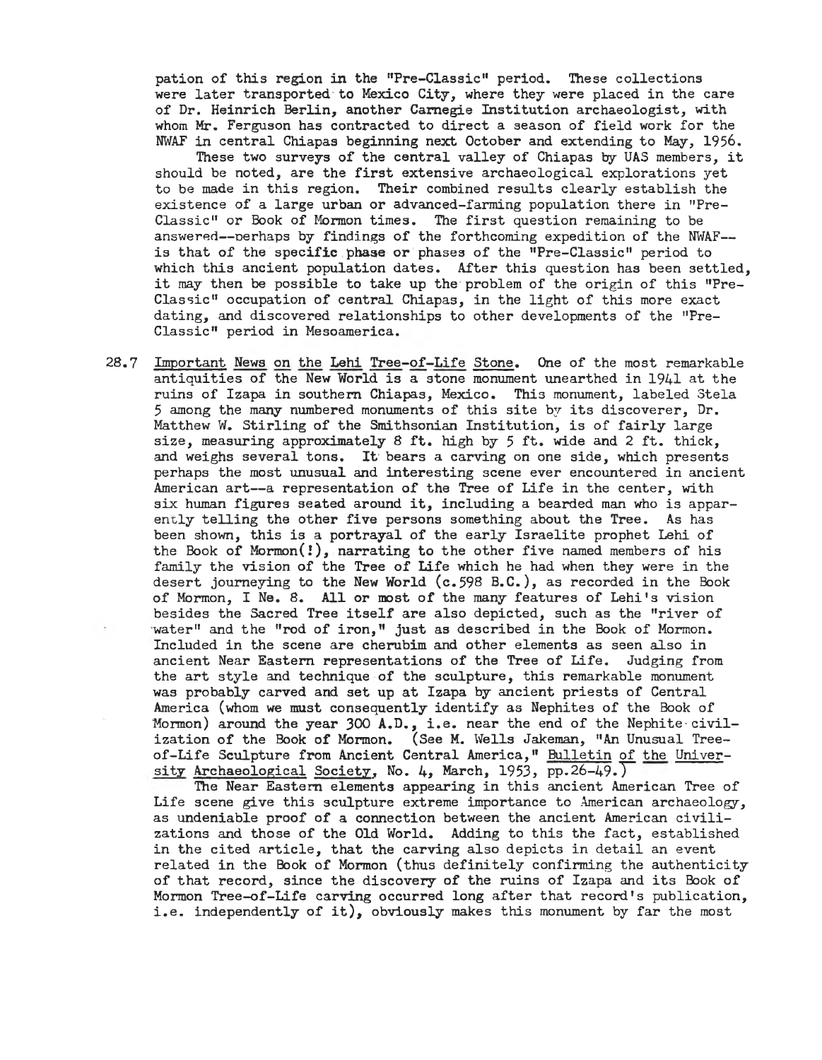pation of this region in the "Pre-Classic" period. These collections were later transported to Mexico City, where they were placed in the care of Dr. Heinrich Berlin, another Carnegie Institution archaeologist, with whom Mr. Ferguson has contracted to direct a season of field work for the NWAF in central Chiapas beginning next October and extending to May, 1956.

These two surveys of the central valley of Chiapas by UAS members, it should be noted, are the first extensive archaeological explorations yet to be made in this region. Their combined results clearly establish the existence of a large urban or advanced-farming population there in "Pre-Classic" or Book of Mormon times. The first question remaining to be answered--perhaps by findings of the forthcoming expedition of the NWAF--is that of the specific phase or phases of the "Pre-Classic" period to which this ancient population dates. After this question has been settled, it may then be possible to take up the problem of the origin of this "Pre-Classic" occupation of central Chiapas, in the light of this more exact dating, and discovered relationships to other developments of the "Pre-Classic" period in Mesoamerica.

28.7 Important News on the Lehi Tree-of-Life Stone. One of the most remarkable antiquities of the New World is a stone monument unearthed in 1941 at the ruins of Izapa in southern Chiapas, Mexico. This monument, labeled Stela 5 among the many numbered monuments of this site by its discoverer, Dr. Matthew W. Stirling of the Smithsonian Institution, is of fairly large size, measuring approximately 8 ft. high by 5 ft. wide and 2 ft. thick, and weighs several tons. It bears a carving on one side, which presents perhaps the most unusual and interesting scene ever encountered in ancient American art--a representation of the Tree of Life in the center, with six human figures seated around it, including a bearded man who is apparently telling the other five persons something about the Tree. As has been shown, this is a portrayal of the early Israelite prophet Lehi of the Book of Mormon(!), narrating to the other five named members of his family the vision of the Tree of Life which he had when they were in the desert journeying to the New World (c.598 B.C.), as recorded in the Book of Mormon, I Ne. 8. All or most of the many features of Lehi's vision besides the Sacred Tree itself are also depicted, such as the "river of water" and the "rod of iron," just as described in the Book of Mormon. Included in the scene are cherubim and other elements as seen also in ancient Near Eastern representations of the Tree of Life. Judging from the art style and technique of the sculpture, this remarkable monument was probably carved and set up at Izapa by ancient priests of Central America (whom we must consequently identify as Nephites of the Book of Mormon) around the year 300 A.D., i.e. near the end of the Nephite civilization of the Book of Mormon. (See M. Wells Jakeman, "An Unusual Tree-of-Life Sculpture from Ancient Central America," Bulletin of the University Archaeological Society, No. 4, March, 1953, pp.26-49.)

The Near Eastern elements appearing in this ancient American Tree of Life scene give this sculpture extreme importance to American archaeology, as undeniable proof of a connection between the ancient American civilizations and those of the Old World. Adding to this the fact, established in the cited article, that the carving also depicts in detail an event related in the Book of Mormon (thus definitely confirming the authenticity of that record, since the discovery of the ruins of Izapa and its Book of Mormon Tree-of-Life carving occurred long after that record's publication, i.e. independently of it), obviously makes this monument by far the most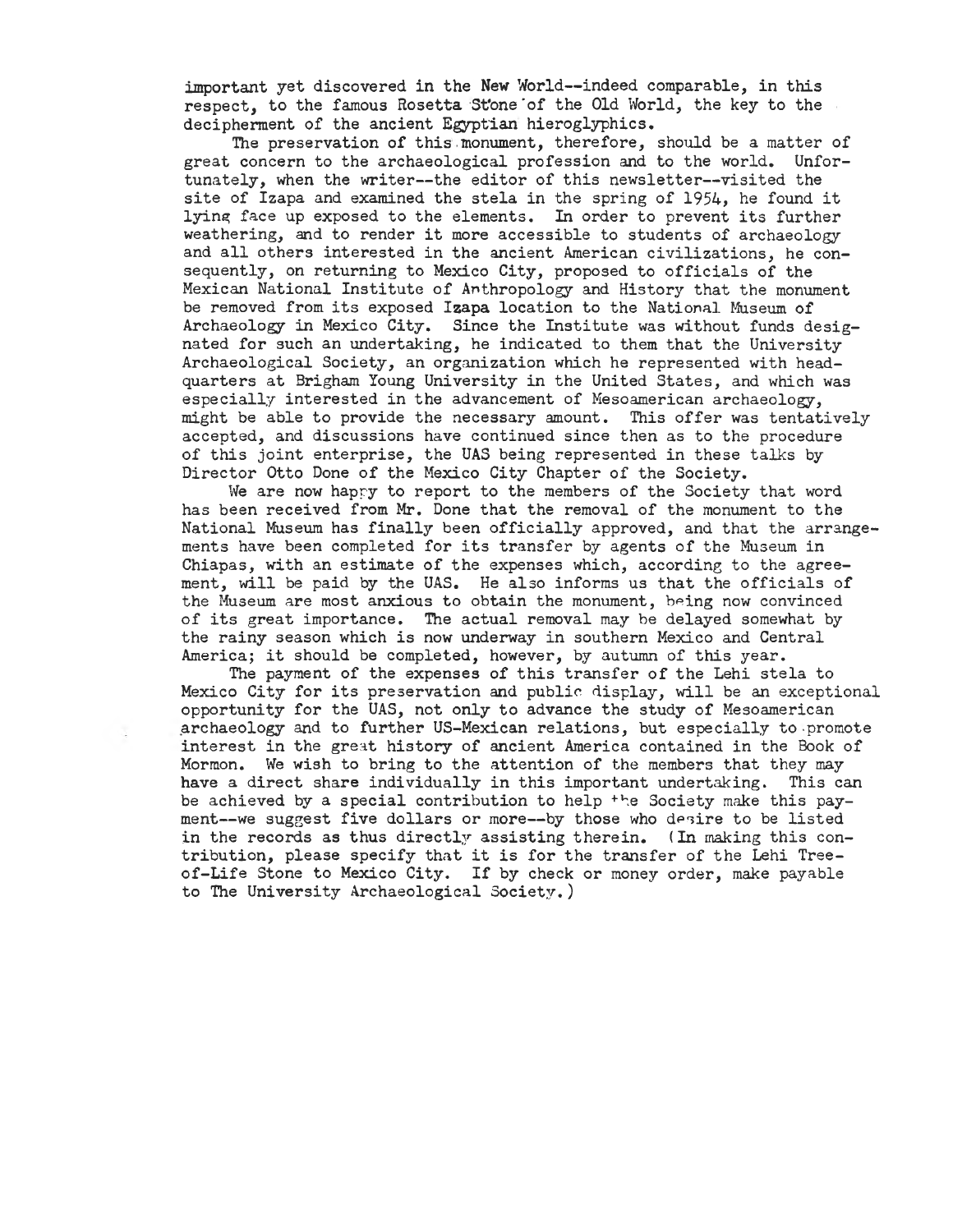important yet discovered in the New World--indeed comparable, in this respect, to the famous Rosetta Stone of the Old World, the key to the decipherment of the ancient Egyptian hieroglyphics.

The preservation of this monument, therefore, should be a matter of great concern to the archaeological profession and to the world. Unfortunately, when the writer--the editor of this newsletter--visited the site of Izapa and examined the stela in the spring of 1954, he found it lying face up exposed to the elements. In order to prevent its further weathering, and to render it more accessible to students of archaeology and all others interested in the ancient American civilizations, he consequently, on returning to Mexico City, proposed to officials of the Mexican National Institute of Anthropology and History that the monument be removed from its exposed Izapa location to the National Museum of Archaeology in Mexico City. Since the Institute was without funds designated for such an undertaking, he indicated to them that the University Archaeological Society, an organization which he represented with headquarters at Brigham Young University in the United States, and which was especially interested in the advancement of Mesoamerican archaeology, might be able to provide the necessary amount. This offer was tentatively accepted, and discussions have continued since then as to the procedure of this joint enterprise, the UAS being represented in these talks by Director Otto Done of the Mexico City Chapter of the Society.

We are now happy to report to the members of the Society that word has been received from Mr. Done that the removal of the monument to the National Museum has finally been officially approved, and that the arrangements have been completed for its transfer by agents of the Museum in Chiapas, with an estimate of the expenses which, according to the agreement, will be paid by the UAS. He also informs us that the officials of the Museum are most anxious to obtain the monument, being now convinced of its great importance. The actual removal may be delayed somewhat by the rainy season which is now underway in southern Mexico and Central America; it should be completed, however, by autumn of this year.

The payment of the expenses of this transfer of the Lehi stela to Mexico City for its preservation and public display, will be an exceptional opportunity for the UAS, not only to advance the study of Mesoamerican archaeology and to further US-Mexican relations, but especially to promote interest in the great history of ancient America contained in the Book of Mormon. We wish to bring to the attention of the members that they may have a direct share individually in this important undertaking. This can be achieved by a special contribution to help the Society make this payment--we suggest five dollars or more--by those who desire to be listed in the records as thus directly assisting therein. (In making this contribution, please specify that it is for the transfer of the Lehi Tree-of-Life Stone to Mexico City. If by check or money order, make payable to The University Archaeological Society.)